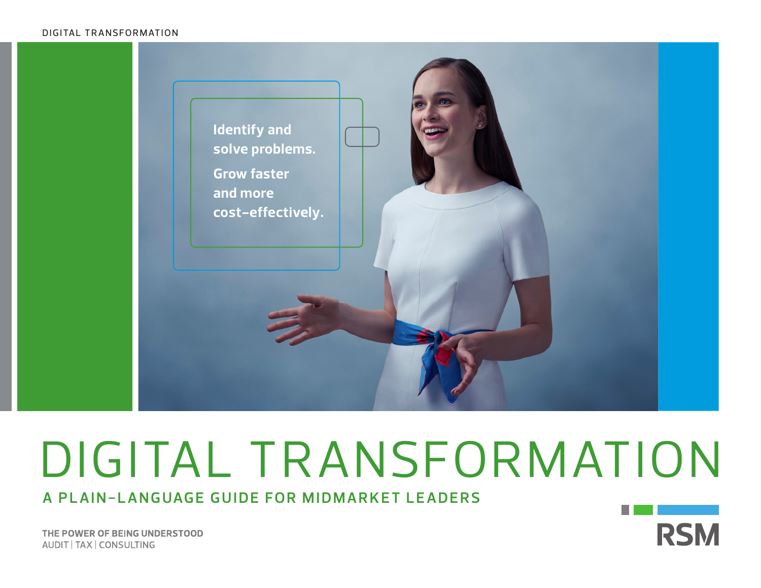DIGITAL TRANSFORMATION

Identify and solve problems.

Grow faster and more cost-effectively.

# DIGITAL TRANSFORMATION

## A PLAIN-LANGUAGE GUIDE FOR MIDMARKET LEADERS

THE POWER OF BEING UNDERSTOOD
AUDIT | TAX | CONSULTING

RSM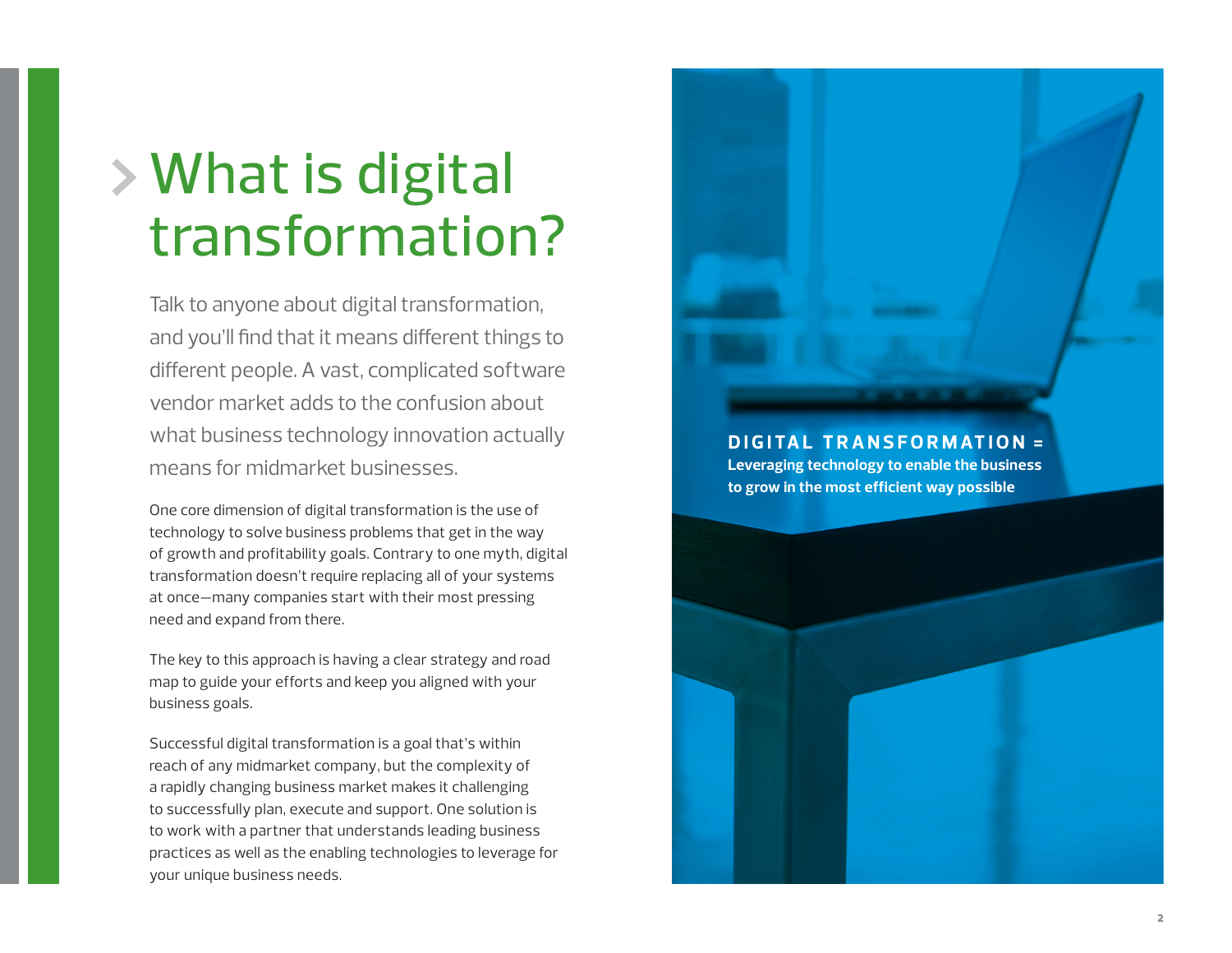# What is digital transformation?

Talk to anyone about digital transformation, and you'll find that it means different things to different people. A vast, complicated software vendor market adds to the confusion about what business technology innovation actually means for midmarket businesses.

One core dimension of digital transformation is the use of technology to solve business problems that get in the way of growth and profitability goals. Contrary to one myth, digital transformation doesn't require replacing all of your systems at once—many companies start with their most pressing need and expand from there.

The key to this approach is having a clear strategy and road map to guide your efforts and keep you aligned with your business goals.

Successful digital transformation is a goal that's within reach of any midmarket company, but the complexity of a rapidly changing business market makes it challenging to successfully plan, execute and support. One solution is to work with a partner that understands leading business practices as well as the enabling technologies to leverage for your unique business needs.

**DIGITAL TRANSFORMATION =**
**Leveraging technology to enable the business to grow in the most efficient way possible**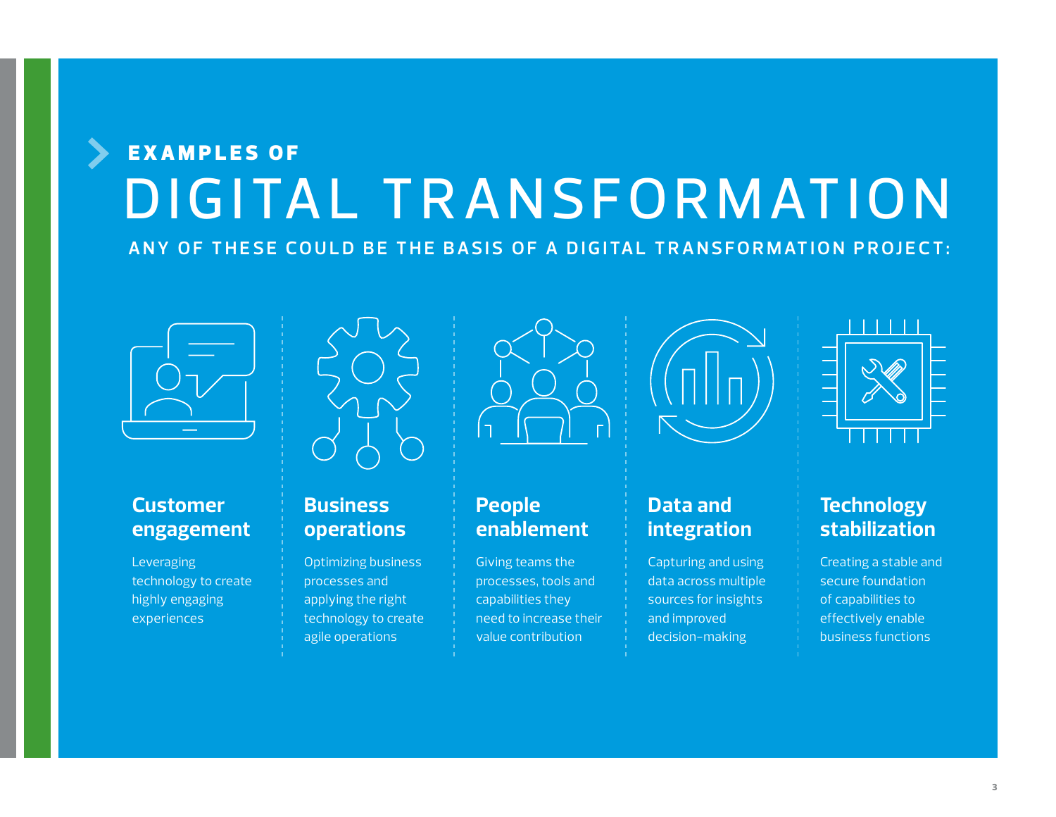# EXAMPLES OF DIGITAL TRANSFORMATION

**ANY OF THESE COULD BE THE BASIS OF A DIGITAL TRANSFORMATION PROJECT:**

### Customer engagement

Leveraging technology to create highly engaging experiences

### Business operations

Optimizing business processes and applying the right technology to create agile operations

### People enablement

Giving teams the processes, tools and capabilities they need to increase their value contribution

### Data and integration

Capturing and using data across multiple sources for insights and improved decision-making

### Technology stabilization

Creating a stable and secure foundation of capabilities to effectively enable business functions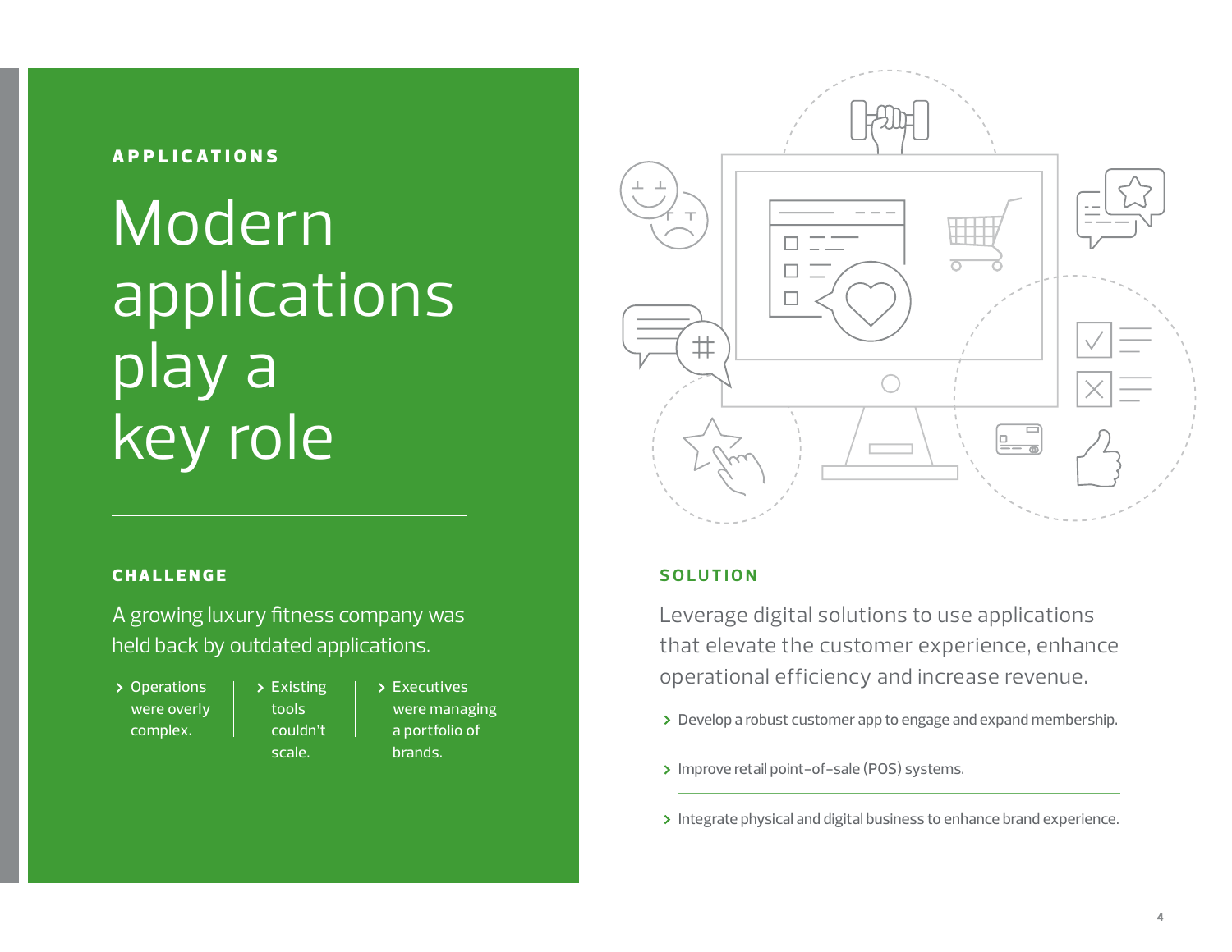APPLICATIONS

# Modern applications play a key role

## CHALLENGE

A growing luxury fitness company was held back by outdated applications.

- Operations were overly complex.
- Existing tools couldn't scale.
- Executives were managing a portfolio of brands.

## SOLUTION

Leverage digital solutions to use applications that elevate the customer experience, enhance operational efficiency and increase revenue.

- Develop a robust customer app to engage and expand membership.
- Improve retail point-of-sale (POS) systems.
- Integrate physical and digital business to enhance brand experience.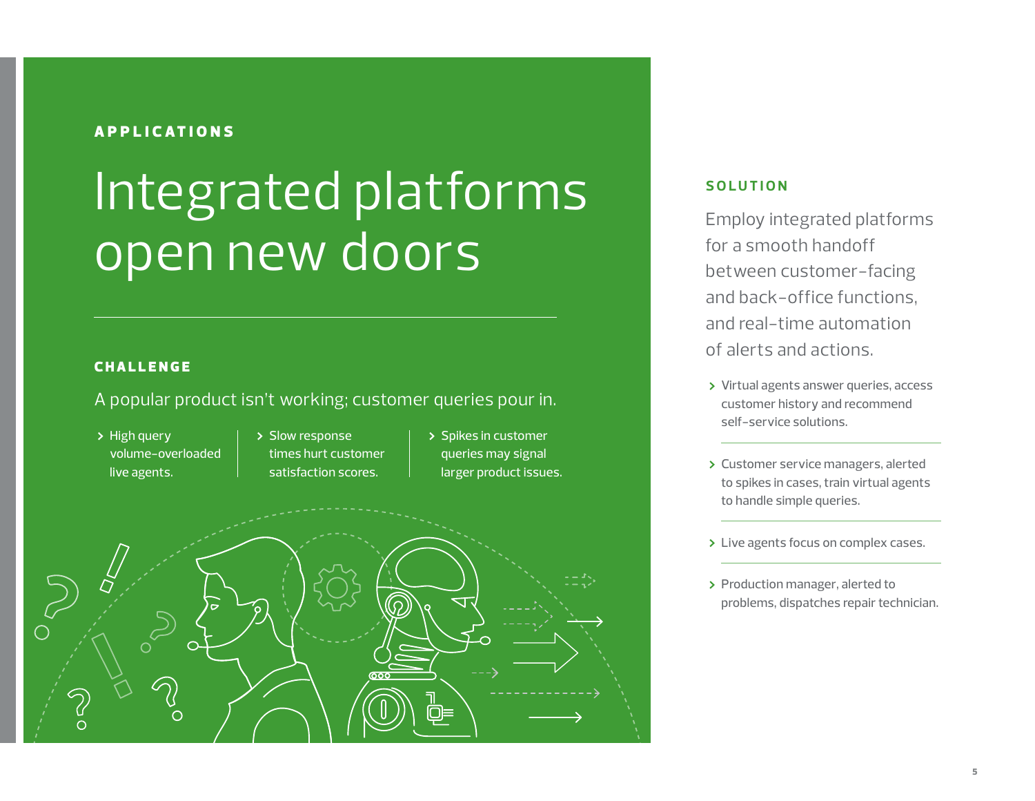APPLICATIONS

# Integrated platforms open new doors

### CHALLENGE

A popular product isn't working; customer queries pour in.

- High query volume–overloaded live agents.
- Slow response times hurt customer satisfaction scores.
- Spikes in customer queries may signal larger product issues.

### SOLUTION

Employ integrated platforms for a smooth handoff between customer–facing and back–office functions, and real–time automation of alerts and actions.

- Virtual agents answer queries, access customer history and recommend self–service solutions.
- Customer service managers, alerted to spikes in cases, train virtual agents to handle simple queries.
- Live agents focus on complex cases.
- Production manager, alerted to problems, dispatches repair technician.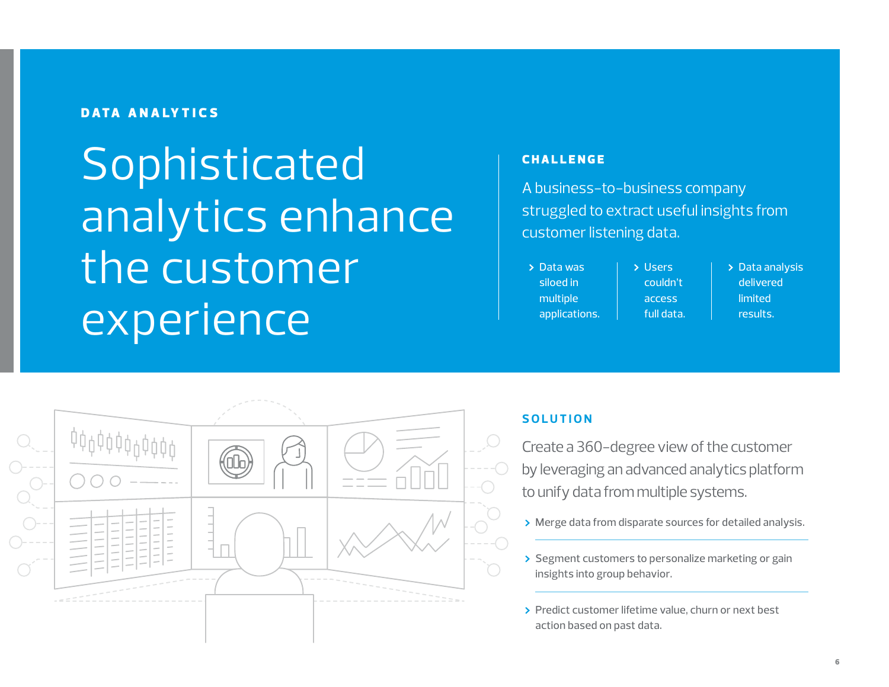DATA ANALYTICS

# Sophisticated analytics enhance the customer experience

## CHALLENGE

A business-to-business company struggled to extract useful insights from customer listening data.

- Data was siloed in multiple applications.
- Users couldn't access full data.
- Data analysis delivered limited results.

## SOLUTION

Create a 360-degree view of the customer by leveraging an advanced analytics platform to unify data from multiple systems.

- Merge data from disparate sources for detailed analysis.
- Segment customers to personalize marketing or gain insights into group behavior.
- Predict customer lifetime value, churn or next best action based on past data.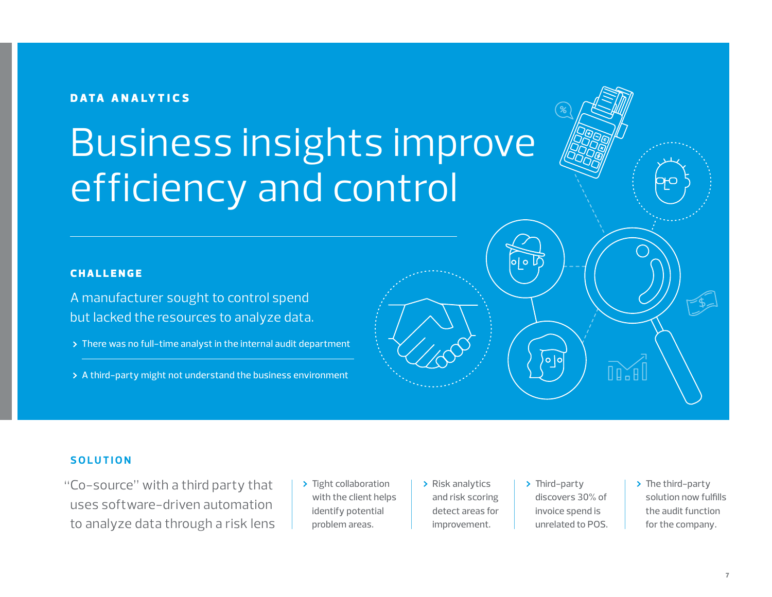DATA ANALYTICS

# Business insights improve efficiency and control

## CHALLENGE

A manufacturer sought to control spend but lacked the resources to analyze data.

- There was no full-time analyst in the internal audit department
- A third-party might not understand the business environment

## SOLUTION

"Co-source" with a third party that uses software-driven automation to analyze data through a risk lens

- Tight collaboration with the client helps identify potential problem areas.
- Risk analytics and risk scoring detect areas for improvement.
- Third-party discovers 30% of invoice spend is unrelated to POS.
- The third-party solution now fulfills the audit function for the company.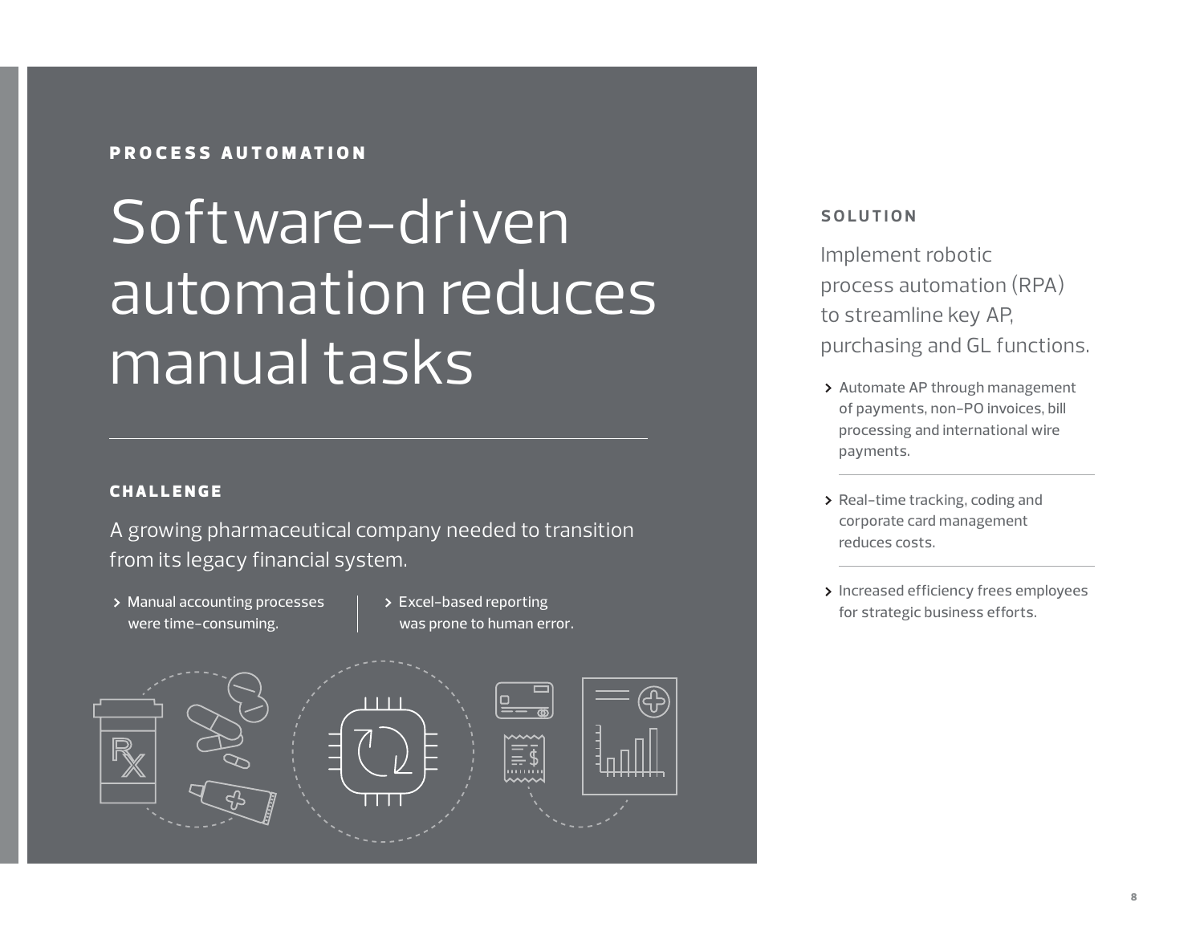PROCESS AUTOMATION

# Software-driven automation reduces manual tasks

## CHALLENGE

A growing pharmaceutical company needed to transition from its legacy financial system.

- Manual accounting processes were time-consuming.
- Excel-based reporting was prone to human error.

## SOLUTION

Implement robotic process automation (RPA) to streamline key AP, purchasing and GL functions.

- Automate AP through management of payments, non-PO invoices, bill processing and international wire payments.
- Real-time tracking, coding and corporate card management reduces costs.
- Increased efficiency frees employees for strategic business efforts.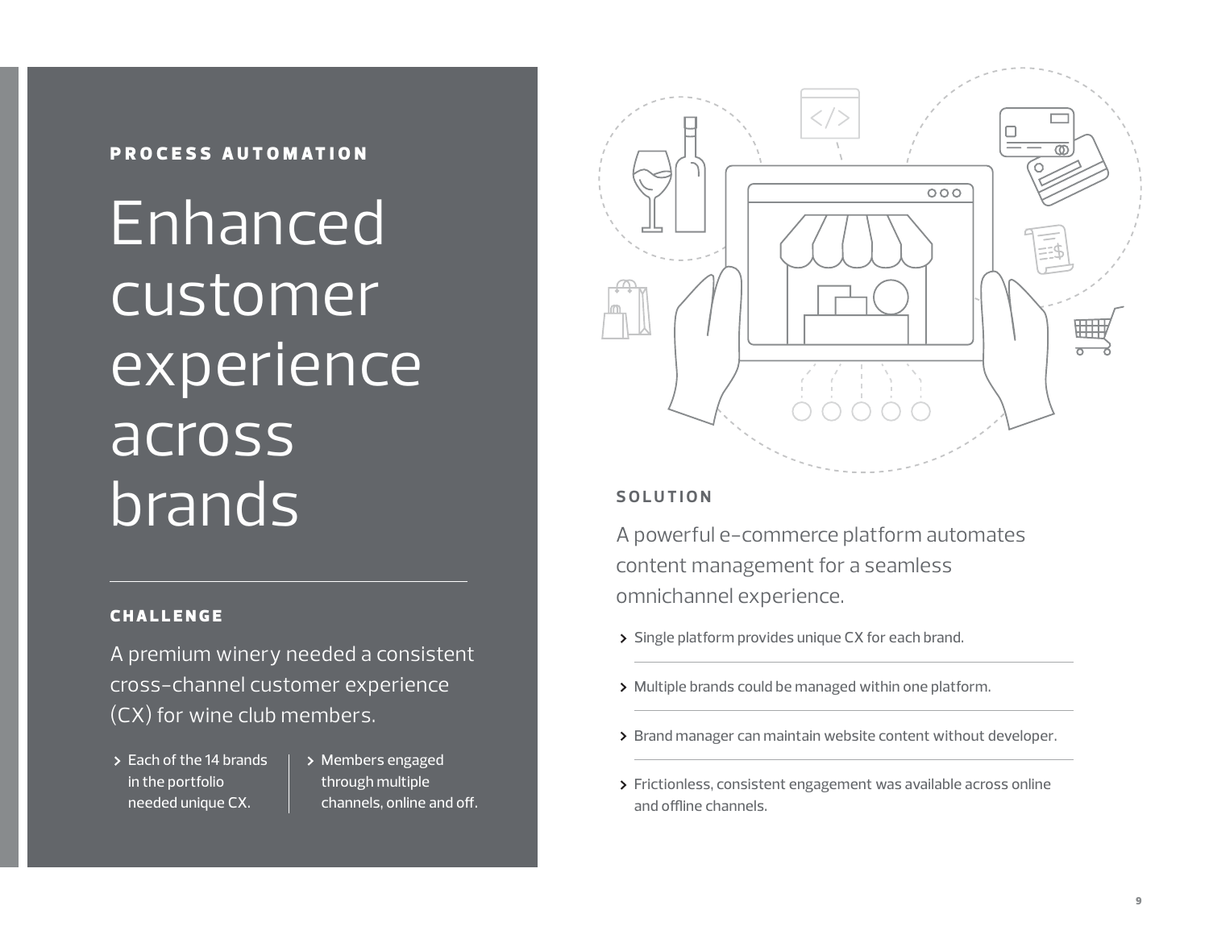PROCESS AUTOMATION

# Enhanced customer experience across brands

### CHALLENGE

A premium winery needed a consistent cross-channel customer experience (CX) for wine club members.

- Each of the 14 brands in the portfolio needed unique CX.
- Members engaged through multiple channels, online and off.

### SOLUTION

A powerful e-commerce platform automates content management for a seamless omnichannel experience.

- Single platform provides unique CX for each brand.
- Multiple brands could be managed within one platform.
- Brand manager can maintain website content without developer.
- Frictionless, consistent engagement was available across online and offline channels.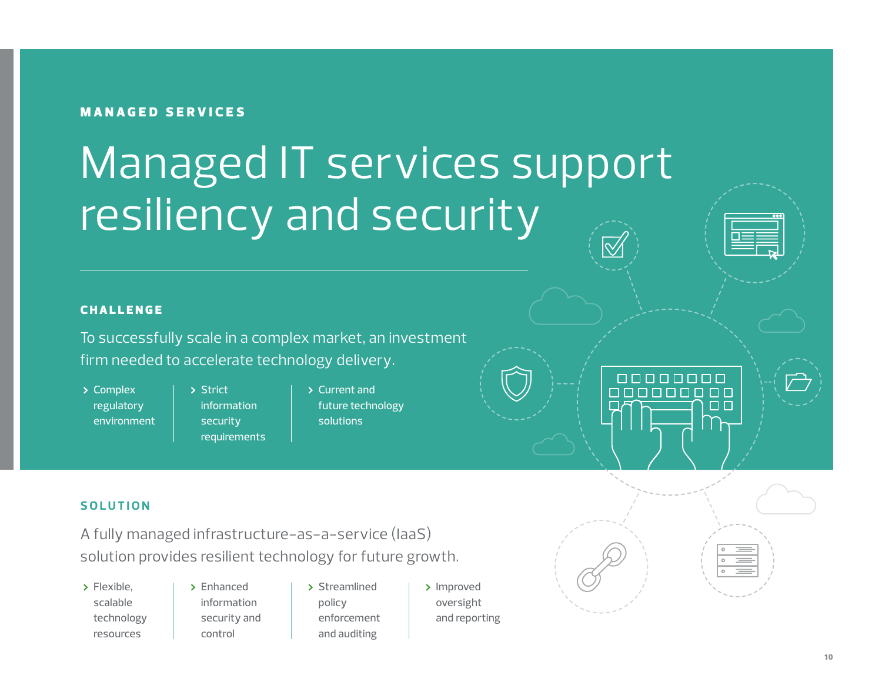MANAGED SERVICES

# Managed IT services support resiliency and security

## CHALLENGE

To successfully scale in a complex market, an investment firm needed to accelerate technology delivery.

- Complex regulatory environment
- Strict information security requirements
- Current and future technology solutions

## SOLUTION

A fully managed infrastructure-as-a-service (IaaS) solution provides resilient technology for future growth.

- Flexible, scalable technology resources
- Enhanced information security and control
- Streamlined policy enforcement and auditing
- Improved oversight and reporting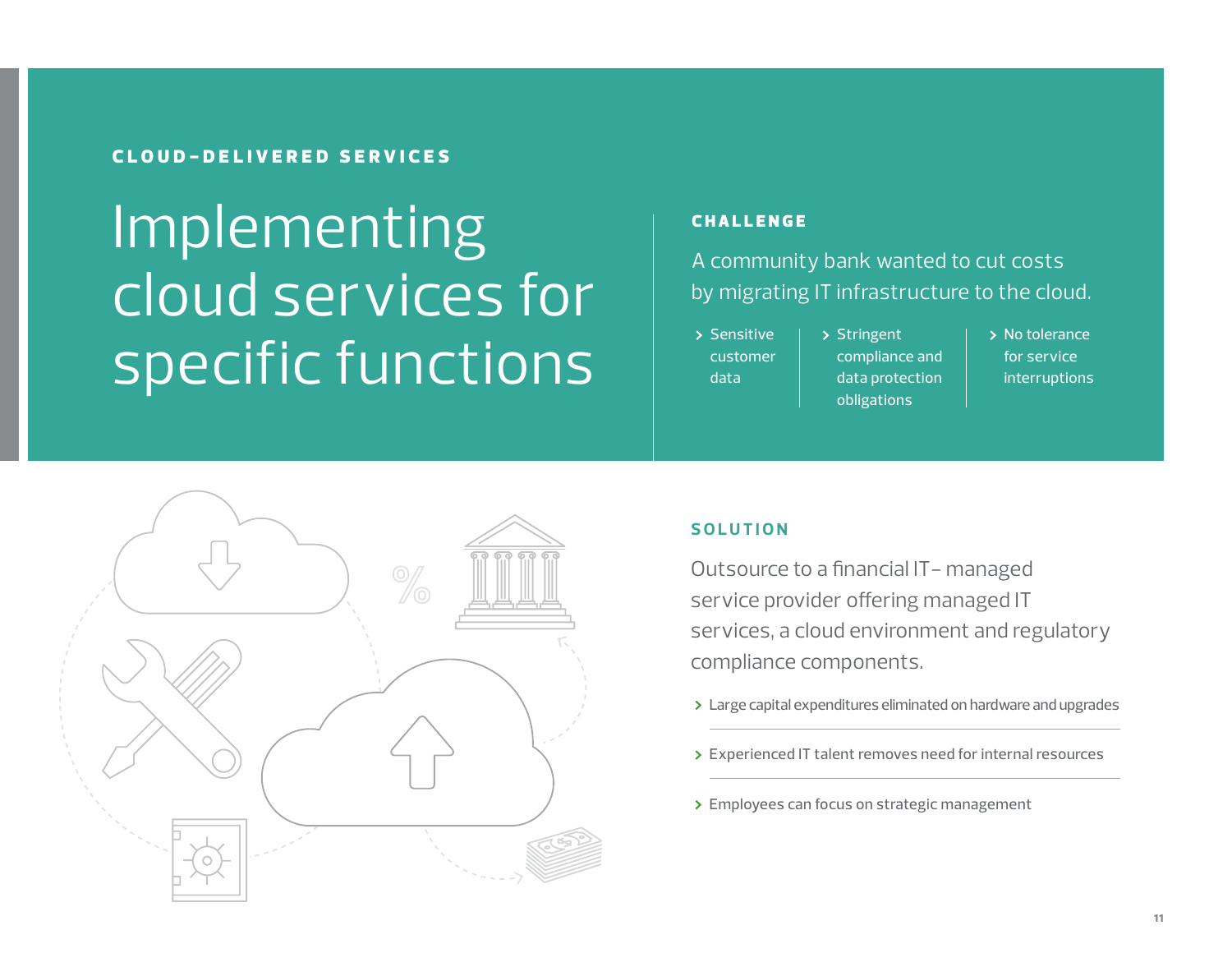CLOUD-DELIVERED SERVICES

# Implementing cloud services for specific functions

## CHALLENGE

A community bank wanted to cut costs by migrating IT infrastructure to the cloud.

- Sensitive customer data
- Stringent compliance and data protection obligations
- No tolerance for service interruptions

## SOLUTION

Outsource to a financial IT– managed service provider offering managed IT services, a cloud environment and regulatory compliance components.

- Large capital expenditures eliminated on hardware and upgrades
- Experienced IT talent removes need for internal resources
- Employees can focus on strategic management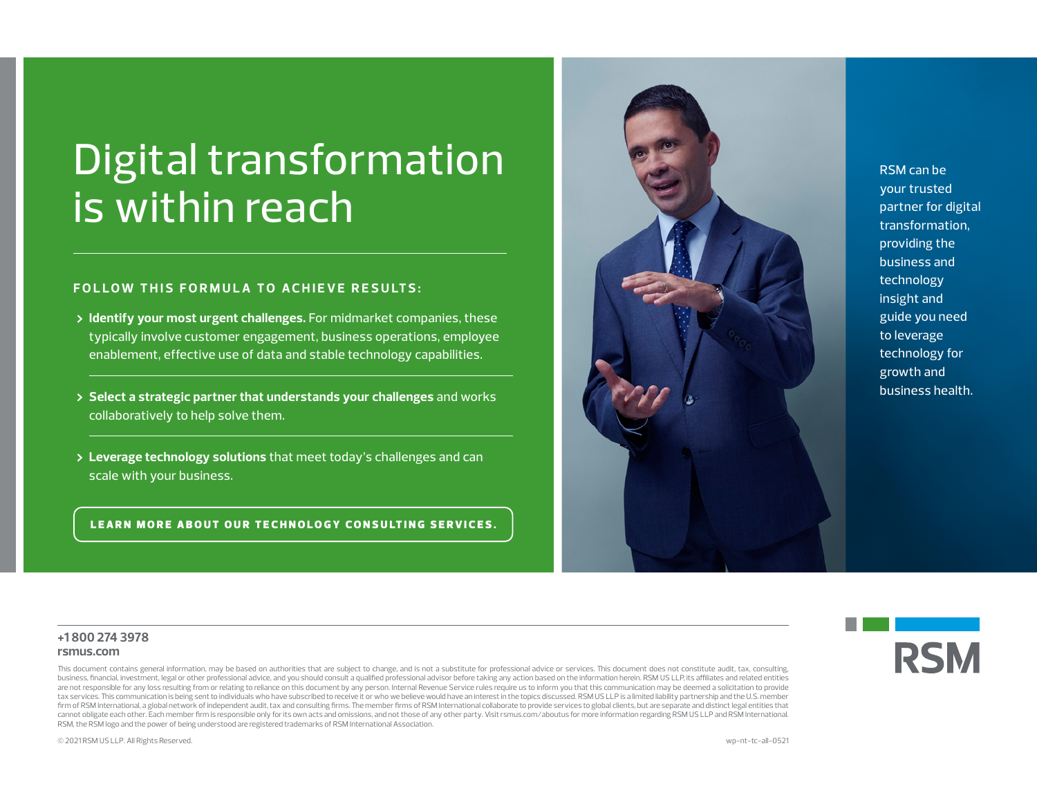# Digital transformation is within reach

### FOLLOW THIS FORMULA TO ACHIEVE RESULTS:

- **Identify your most urgent challenges.** For midmarket companies, these typically involve customer engagement, business operations, employee enablement, effective use of data and stable technology capabilities.
- **Select a strategic partner that understands your challenges** and works collaboratively to help solve them.
- **Leverage technology solutions** that meet today's challenges and can scale with your business.

**LEARN MORE ABOUT OUR TECHNOLOGY CONSULTING SERVICES.**

RSM can be your trusted partner for digital transformation, providing the business and technology insight and guide you need to leverage technology for growth and business health.

**+1 800 274 3978**
**rsmus.com**

This document contains general information, may be based on authorities that are subject to change, and is not a substitute for professional advice or services. This document does not constitute audit, tax, consulting, business, financial, investment, legal or other professional advice, and you should consult a qualified professional advisor before taking any action based on the information herein. RSM US LLP, its affiliates and related entities are not responsible for any loss resulting from or relating to reliance on this document by any person. Internal Revenue Service rules require us to inform you that this communication may be deemed a solicitation to provide tax services. This communication is being sent to individuals who have subscribed to receive it or who we believe would have an interest in the topics discussed. RSM US LLP is a limited liability partnership and the U.S. member firm of RSM International, a global network of independent audit, tax and consulting firms. The member firms of RSM International collaborate to provide services to global clients, but are separate and distinct legal entities that cannot obligate each other. Each member firm is responsible only for its own acts and omissions, and not those of any other party. Visit rsmus.com/aboutus for more information regarding RSM US LLP and RSM International. RSM, the RSM logo and the power of being understood are registered trademarks of RSM International Association.

© 2021 RSM US LLP. All Rights Reserved.

wp-nt-tc-all-0521

RSM